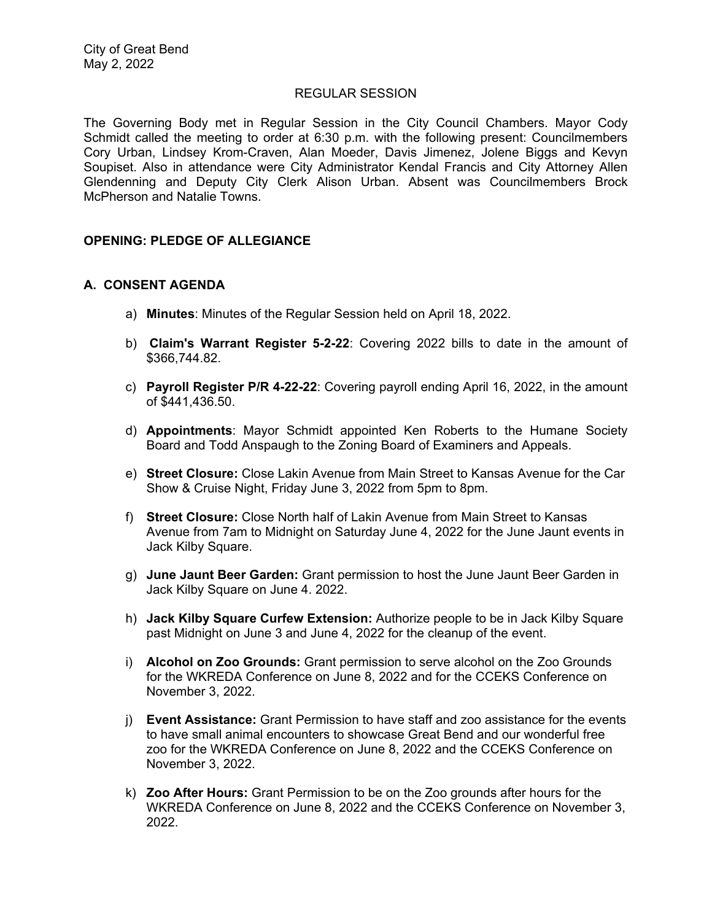City of Great Bend
May 2, 2022

REGULAR SESSION

The Governing Body met in Regular Session in the City Council Chambers. Mayor Cody Schmidt called the meeting to order at 6:30 p.m. with the following present: Councilmembers Cory Urban, Lindsey Krom-Craven, Alan Moeder, Davis Jimenez, Jolene Biggs and Kevyn Soupiset. Also in attendance were City Administrator Kendal Francis and City Attorney Allen Glendenning and Deputy City Clerk Alison Urban. Absent was Councilmembers Brock McPherson and Natalie Towns.

## OPENING: PLEDGE OF ALLEGIANCE

## A. CONSENT AGENDA

a) **Minutes**: Minutes of the Regular Session held on April 18, 2022.

b) **Claim's Warrant Register 5-2-22**: Covering 2022 bills to date in the amount of $366,744.82.

c) **Payroll Register P/R 4-22-22**: Covering payroll ending April 16, 2022, in the amount of $441,436.50.

d) **Appointments**: Mayor Schmidt appointed Ken Roberts to the Humane Society Board and Todd Anspaugh to the Zoning Board of Examiners and Appeals.

e) **Street Closure:** Close Lakin Avenue from Main Street to Kansas Avenue for the Car Show & Cruise Night, Friday June 3, 2022 from 5pm to 8pm.

f) **Street Closure:** Close North half of Lakin Avenue from Main Street to Kansas Avenue from 7am to Midnight on Saturday June 4, 2022 for the June Jaunt events in Jack Kilby Square.

g) **June Jaunt Beer Garden:** Grant permission to host the June Jaunt Beer Garden in Jack Kilby Square on June 4. 2022.

h) **Jack Kilby Square Curfew Extension:** Authorize people to be in Jack Kilby Square past Midnight on June 3 and June 4, 2022 for the cleanup of the event.

i) **Alcohol on Zoo Grounds:** Grant permission to serve alcohol on the Zoo Grounds for the WKREDA Conference on June 8, 2022 and for the CCEKS Conference on November 3, 2022.

j) **Event Assistance:** Grant Permission to have staff and zoo assistance for the events to have small animal encounters to showcase Great Bend and our wonderful free zoo for the WKREDA Conference on June 8, 2022 and the CCEKS Conference on November 3, 2022.

k) **Zoo After Hours:** Grant Permission to be on the Zoo grounds after hours for the WKREDA Conference on June 8, 2022 and the CCEKS Conference on November 3, 2022.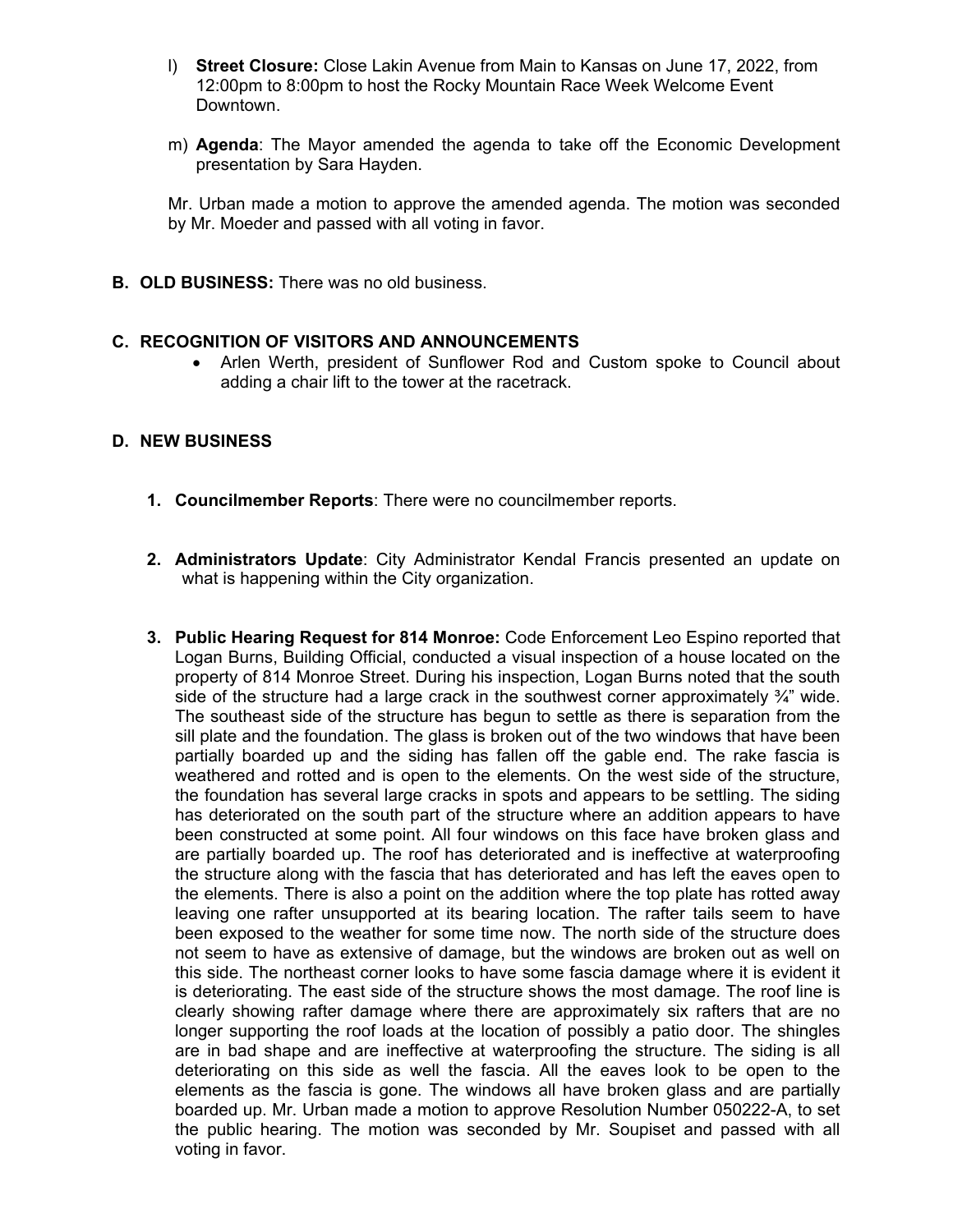l) **Street Closure:** Close Lakin Avenue from Main to Kansas on June 17, 2022, from 12:00pm to 8:00pm to host the Rocky Mountain Race Week Welcome Event Downtown.

m) **Agenda**: The Mayor amended the agenda to take off the Economic Development presentation by Sara Hayden.

Mr. Urban made a motion to approve the amended agenda. The motion was seconded by Mr. Moeder and passed with all voting in favor.

**B. OLD BUSINESS:** There was no old business.

**C. RECOGNITION OF VISITORS AND ANNOUNCEMENTS**

- Arlen Werth, president of Sunflower Rod and Custom spoke to Council about adding a chair lift to the tower at the racetrack.

**D. NEW BUSINESS**

1. **Councilmember Reports**: There were no councilmember reports.

2. **Administrators Update**: City Administrator Kendal Francis presented an update on what is happening within the City organization.

3. **Public Hearing Request for 814 Monroe:** Code Enforcement Leo Espino reported that Logan Burns, Building Official, conducted a visual inspection of a house located on the property of 814 Monroe Street. During his inspection, Logan Burns noted that the south side of the structure had a large crack in the southwest corner approximately ¾" wide. The southeast side of the structure has begun to settle as there is separation from the sill plate and the foundation. The glass is broken out of the two windows that have been partially boarded up and the siding has fallen off the gable end. The rake fascia is weathered and rotted and is open to the elements. On the west side of the structure, the foundation has several large cracks in spots and appears to be settling. The siding has deteriorated on the south part of the structure where an addition appears to have been constructed at some point. All four windows on this face have broken glass and are partially boarded up. The roof has deteriorated and is ineffective at waterproofing the structure along with the fascia that has deteriorated and has left the eaves open to the elements. There is also a point on the addition where the top plate has rotted away leaving one rafter unsupported at its bearing location. The rafter tails seem to have been exposed to the weather for some time now. The north side of the structure does not seem to have as extensive of damage, but the windows are broken out as well on this side. The northeast corner looks to have some fascia damage where it is evident it is deteriorating. The east side of the structure shows the most damage. The roof line is clearly showing rafter damage where there are approximately six rafters that are no longer supporting the roof loads at the location of possibly a patio door. The shingles are in bad shape and are ineffective at waterproofing the structure. The siding is all deteriorating on this side as well the fascia. All the eaves look to be open to the elements as the fascia is gone. The windows all have broken glass and are partially boarded up. Mr. Urban made a motion to approve Resolution Number 050222-A, to set the public hearing. The motion was seconded by Mr. Soupiset and passed with all voting in favor.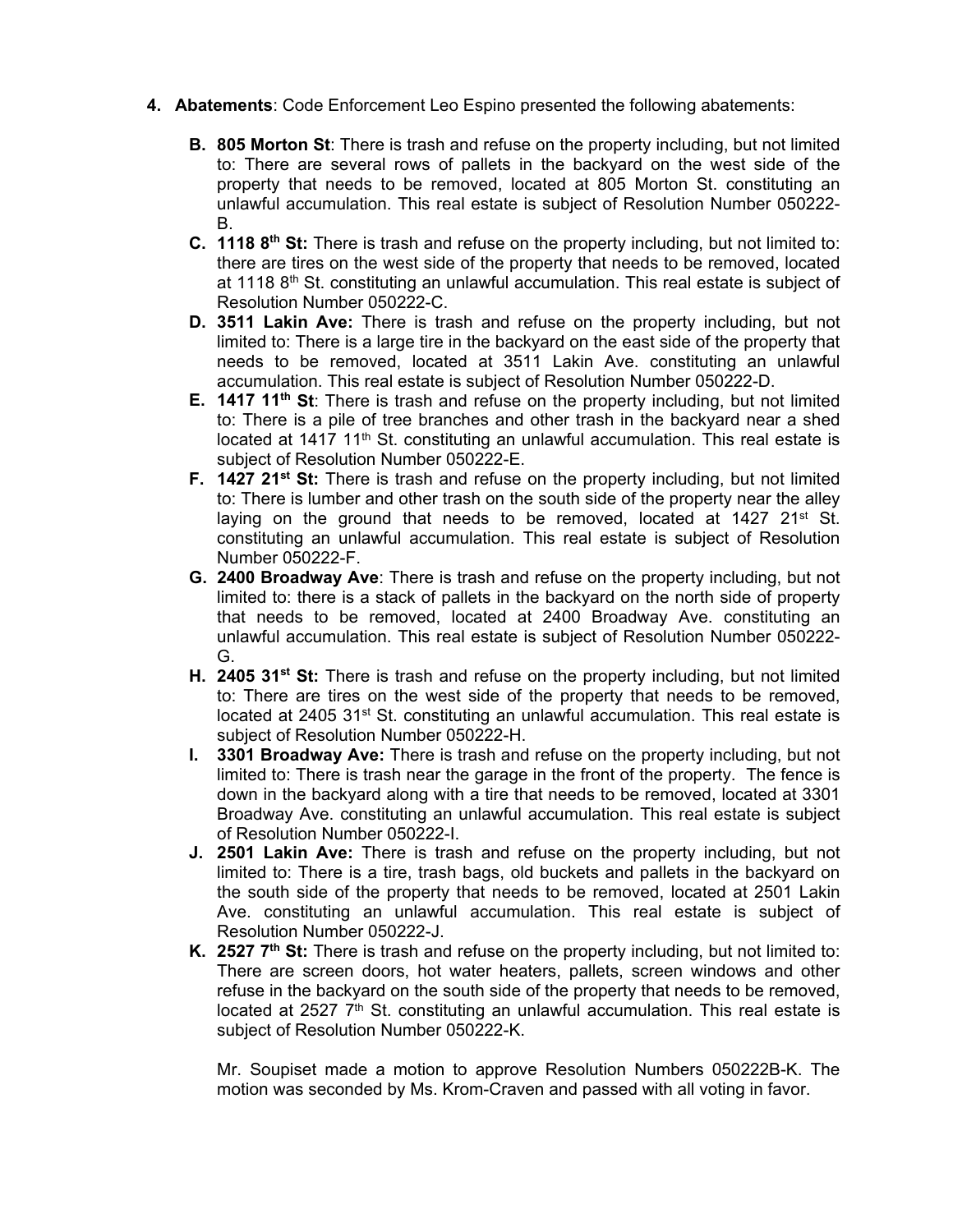4. **Abatements**: Code Enforcement Leo Espino presented the following abatements:

   B. **805 Morton St**: There is trash and refuse on the property including, but not limited to: There are several rows of pallets in the backyard on the west side of the property that needs to be removed, located at 805 Morton St. constituting an unlawful accumulation. This real estate is subject of Resolution Number 050222-B.
   
   C. **1118 8th St:** There is trash and refuse on the property including, but not limited to: there are tires on the west side of the property that needs to be removed, located at 1118 8th St. constituting an unlawful accumulation. This real estate is subject of Resolution Number 050222-C.
   
   D. **3511 Lakin Ave:** There is trash and refuse on the property including, but not limited to: There is a large tire in the backyard on the east side of the property that needs to be removed, located at 3511 Lakin Ave. constituting an unlawful accumulation. This real estate is subject of Resolution Number 050222-D.
   
   E. **1417 11th St**: There is trash and refuse on the property including, but not limited to: There is a pile of tree branches and other trash in the backyard near a shed located at 1417 11th St. constituting an unlawful accumulation. This real estate is subject of Resolution Number 050222-E.
   
   F. **1427 21st St:** There is trash and refuse on the property including, but not limited to: There is lumber and other trash on the south side of the property near the alley laying on the ground that needs to be removed, located at 1427 21st St. constituting an unlawful accumulation. This real estate is subject of Resolution Number 050222-F.
   
   G. **2400 Broadway Ave**: There is trash and refuse on the property including, but not limited to: there is a stack of pallets in the backyard on the north side of property that needs to be removed, located at 2400 Broadway Ave. constituting an unlawful accumulation. This real estate is subject of Resolution Number 050222-G.
   
   H. **2405 31st St:** There is trash and refuse on the property including, but not limited to: There are tires on the west side of the property that needs to be removed, located at 2405 31st St. constituting an unlawful accumulation. This real estate is subject of Resolution Number 050222-H.
   
   I. **3301 Broadway Ave:** There is trash and refuse on the property including, but not limited to: There is trash near the garage in the front of the property. The fence is down in the backyard along with a tire that needs to be removed, located at 3301 Broadway Ave. constituting an unlawful accumulation. This real estate is subject of Resolution Number 050222-I.
   
   J. **2501 Lakin Ave:** There is trash and refuse on the property including, but not limited to: There is a tire, trash bags, old buckets and pallets in the backyard on the south side of the property that needs to be removed, located at 2501 Lakin Ave. constituting an unlawful accumulation. This real estate is subject of Resolution Number 050222-J.
   
   K. **2527 7th St:** There is trash and refuse on the property including, but not limited to: There are screen doors, hot water heaters, pallets, screen windows and other refuse in the backyard on the south side of the property that needs to be removed, located at 2527 7th St. constituting an unlawful accumulation. This real estate is subject of Resolution Number 050222-K.

   Mr. Soupiset made a motion to approve Resolution Numbers 050222B-K. The motion was seconded by Ms. Krom-Craven and passed with all voting in favor.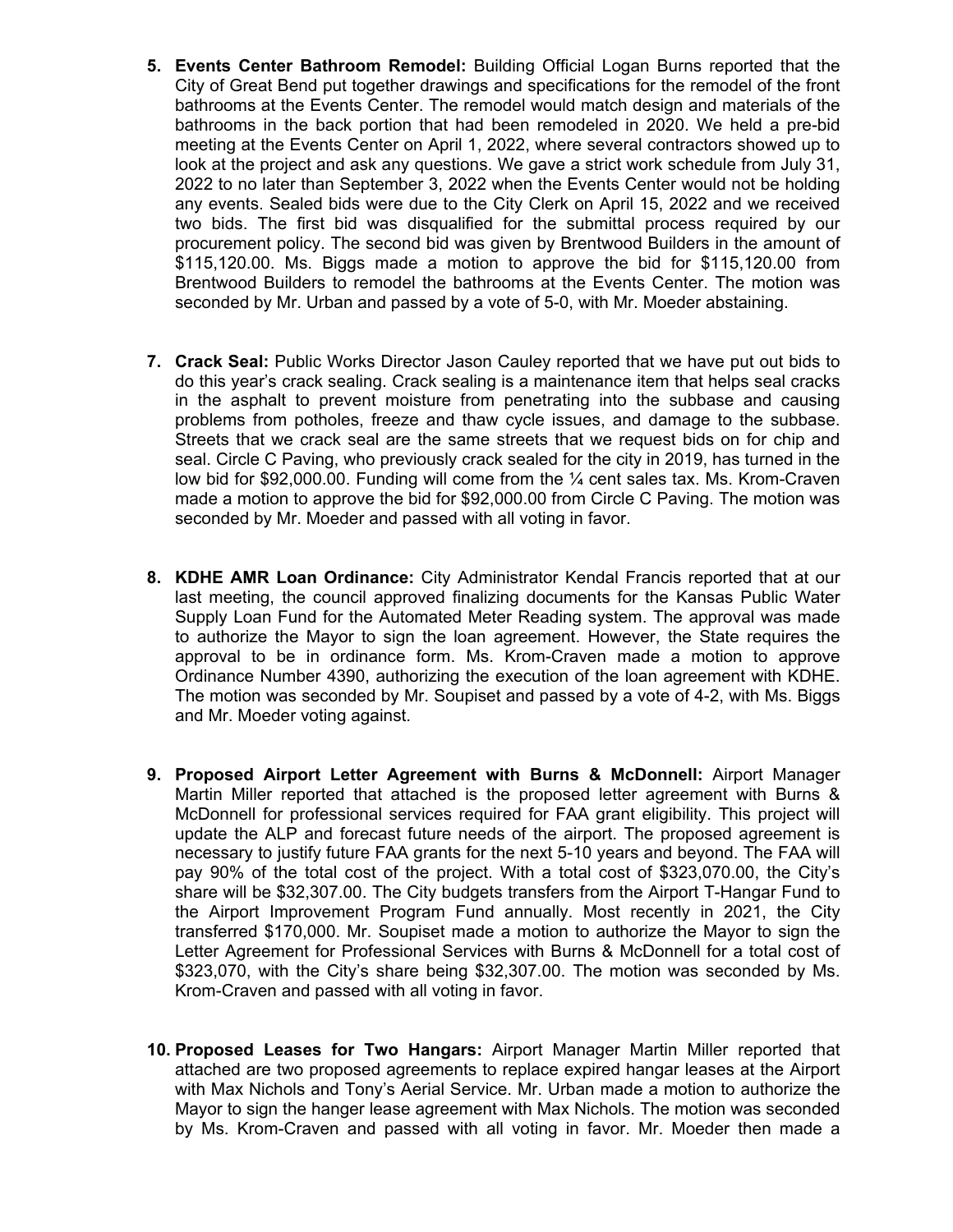5. **Events Center Bathroom Remodel:** Building Official Logan Burns reported that the City of Great Bend put together drawings and specifications for the remodel of the front bathrooms at the Events Center. The remodel would match design and materials of the bathrooms in the back portion that had been remodeled in 2020. We held a pre-bid meeting at the Events Center on April 1, 2022, where several contractors showed up to look at the project and ask any questions. We gave a strict work schedule from July 31, 2022 to no later than September 3, 2022 when the Events Center would not be holding any events. Sealed bids were due to the City Clerk on April 15, 2022 and we received two bids. The first bid was disqualified for the submittal process required by our procurement policy. The second bid was given by Brentwood Builders in the amount of $115,120.00. Ms. Biggs made a motion to approve the bid for $115,120.00 from Brentwood Builders to remodel the bathrooms at the Events Center. The motion was seconded by Mr. Urban and passed by a vote of 5-0, with Mr. Moeder abstaining.

7. **Crack Seal:** Public Works Director Jason Cauley reported that we have put out bids to do this year's crack sealing. Crack sealing is a maintenance item that helps seal cracks in the asphalt to prevent moisture from penetrating into the subbase and causing problems from potholes, freeze and thaw cycle issues, and damage to the subbase. Streets that we crack seal are the same streets that we request bids on for chip and seal. Circle C Paving, who previously crack sealed for the city in 2019, has turned in the low bid for $92,000.00. Funding will come from the ¼ cent sales tax. Ms. Krom-Craven made a motion to approve the bid for $92,000.00 from Circle C Paving. The motion was seconded by Mr. Moeder and passed with all voting in favor.

8. **KDHE AMR Loan Ordinance:** City Administrator Kendal Francis reported that at our last meeting, the council approved finalizing documents for the Kansas Public Water Supply Loan Fund for the Automated Meter Reading system. The approval was made to authorize the Mayor to sign the loan agreement. However, the State requires the approval to be in ordinance form. Ms. Krom-Craven made a motion to approve Ordinance Number 4390, authorizing the execution of the loan agreement with KDHE. The motion was seconded by Mr. Soupiset and passed by a vote of 4-2, with Ms. Biggs and Mr. Moeder voting against.

9. **Proposed Airport Letter Agreement with Burns & McDonnell:** Airport Manager Martin Miller reported that attached is the proposed letter agreement with Burns & McDonnell for professional services required for FAA grant eligibility. This project will update the ALP and forecast future needs of the airport. The proposed agreement is necessary to justify future FAA grants for the next 5-10 years and beyond. The FAA will pay 90% of the total cost of the project. With a total cost of $323,070.00, the City's share will be $32,307.00. The City budgets transfers from the Airport T-Hangar Fund to the Airport Improvement Program Fund annually. Most recently in 2021, the City transferred $170,000. Mr. Soupiset made a motion to authorize the Mayor to sign the Letter Agreement for Professional Services with Burns & McDonnell for a total cost of $323,070, with the City's share being $32,307.00. The motion was seconded by Ms. Krom-Craven and passed with all voting in favor.

10. **Proposed Leases for Two Hangars:** Airport Manager Martin Miller reported that attached are two proposed agreements to replace expired hangar leases at the Airport with Max Nichols and Tony's Aerial Service. Mr. Urban made a motion to authorize the Mayor to sign the hanger lease agreement with Max Nichols. The motion was seconded by Ms. Krom-Craven and passed with all voting in favor. Mr. Moeder then made a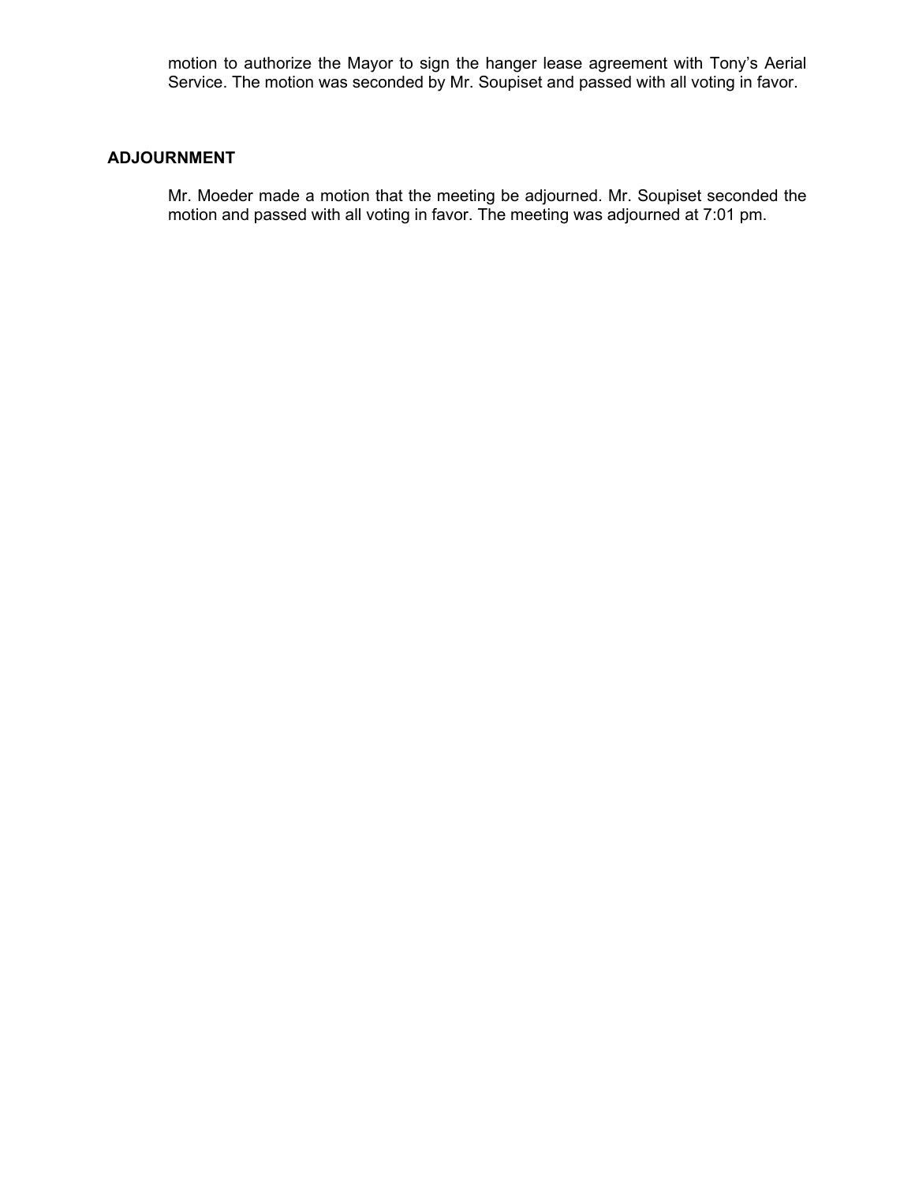motion to authorize the Mayor to sign the hanger lease agreement with Tony's Aerial Service. The motion was seconded by Mr. Soupiset and passed with all voting in favor.

## ADJOURNMENT

Mr. Moeder made a motion that the meeting be adjourned. Mr. Soupiset seconded the motion and passed with all voting in favor. The meeting was adjourned at 7:01 pm.